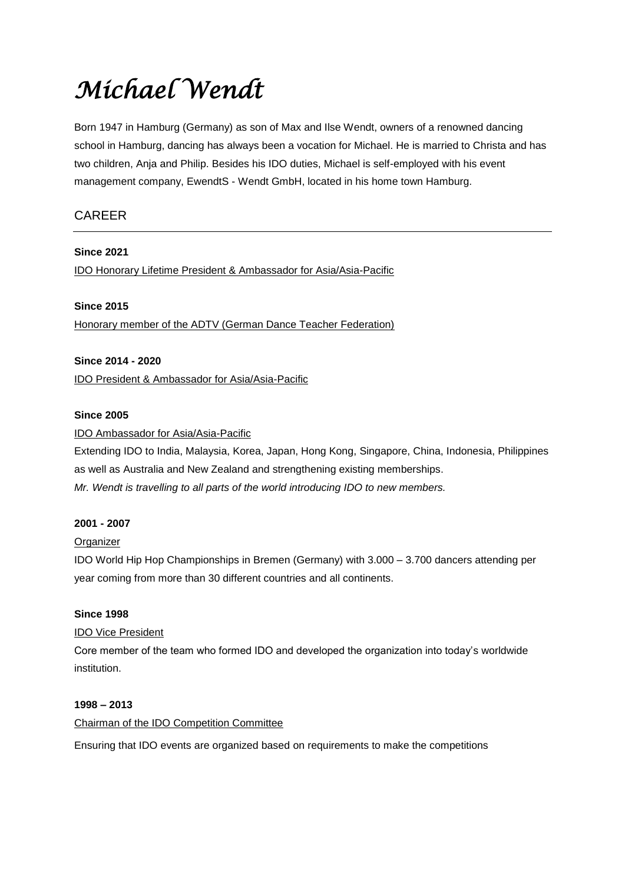# *Michael Wendt*

Born 1947 in Hamburg (Germany) as son of Max and Ilse Wendt, owners of a renowned dancing school in Hamburg, dancing has always been a vocation for Michael. He is married to Christa and has two children, Anja and Philip. Besides his IDO duties, Michael is self-employed with his event management company, EwendtS - Wendt GmbH, located in his home town Hamburg.

## CAREER

---

**Since 2021**

IDO Honorary Lifetime President & Ambassador for Asia/Asia-Pacific

**Since 2015**

Honorary member of the ADTV (German Dance Teacher Federation)

**Since 2014 - 2020**

IDO President & Ambassador for Asia/Asia-Pacific

**Since 2005**

IDO Ambassador for Asia/Asia-Pacific

Extending IDO to India, Malaysia, Korea, Japan, Hong Kong, Singapore, China, Indonesia, Philippines as well as Australia and New Zealand and strengthening existing memberships.

*Mr. Wendt is travelling to all parts of the world introducing IDO to new members.*

**2001 - 2007**

Organizer

IDO World Hip Hop Championships in Bremen (Germany) with 3.000 – 3.700 dancers attending per year coming from more than 30 different countries and all continents.

**Since 1998**

IDO Vice President

Core member of the team who formed IDO and developed the organization into today's worldwide institution.

**1998 – 2013**

Chairman of the IDO Competition Committee

Ensuring that IDO events are organized based on requirements to make the competitions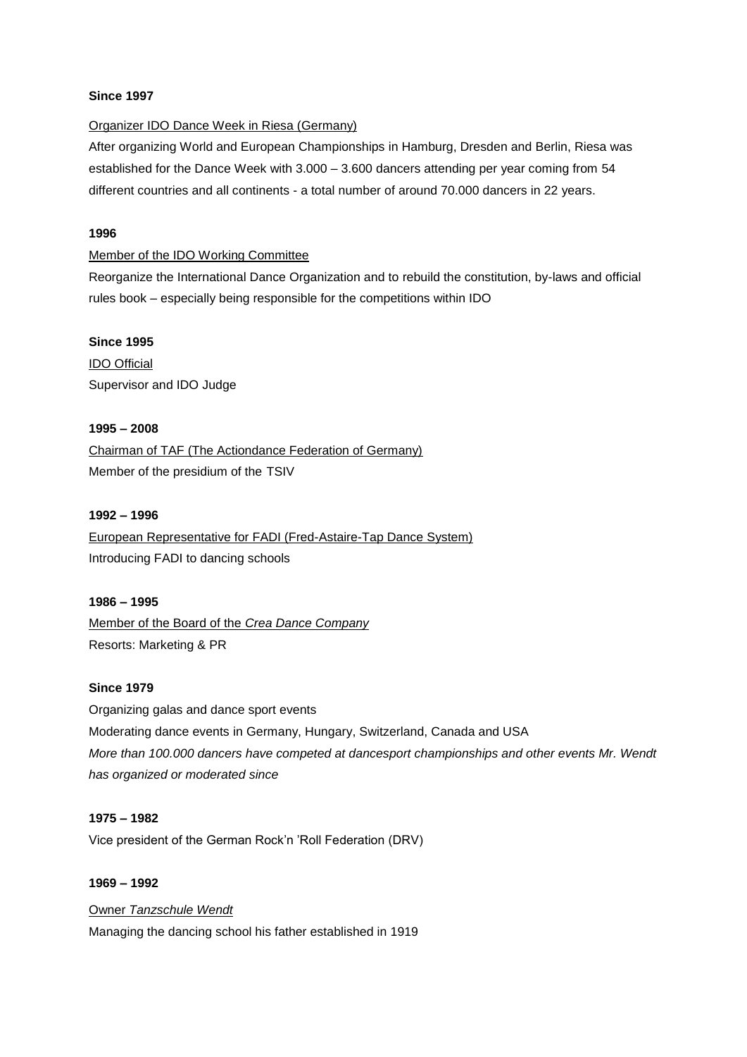**Since 1997**

Organizer IDO Dance Week in Riesa (Germany)

After organizing World and European Championships in Hamburg, Dresden and Berlin, Riesa was established for the Dance Week with 3.000 – 3.600 dancers attending per year coming from 54 different countries and all continents - a total number of around 70.000 dancers in 22 years.

**1996**

Member of the IDO Working Committee

Reorganize the International Dance Organization and to rebuild the constitution, by-laws and official rules book – especially being responsible for the competitions within IDO

**Since 1995**

IDO Official

Supervisor and IDO Judge

**1995 – 2008**

Chairman of TAF (The Actiondance Federation of Germany)

Member of the presidium of the TSIV

**1992 – 1996**

European Representative for FADI (Fred-Astaire-Tap Dance System)

Introducing FADI to dancing schools

**1986 – 1995**

Member of the Board of the *Crea Dance Company*

Resorts: Marketing & PR

**Since 1979**

Organizing galas and dance sport events

Moderating dance events in Germany, Hungary, Switzerland, Canada and USA

*More than 100.000 dancers have competed at dancesport championships and other events Mr. Wendt has organized or moderated since*

**1975 – 1982**

Vice president of the German Rock'n 'Roll Federation (DRV)

**1969 – 1992**

Owner *Tanzschule Wendt*

Managing the dancing school his father established in 1919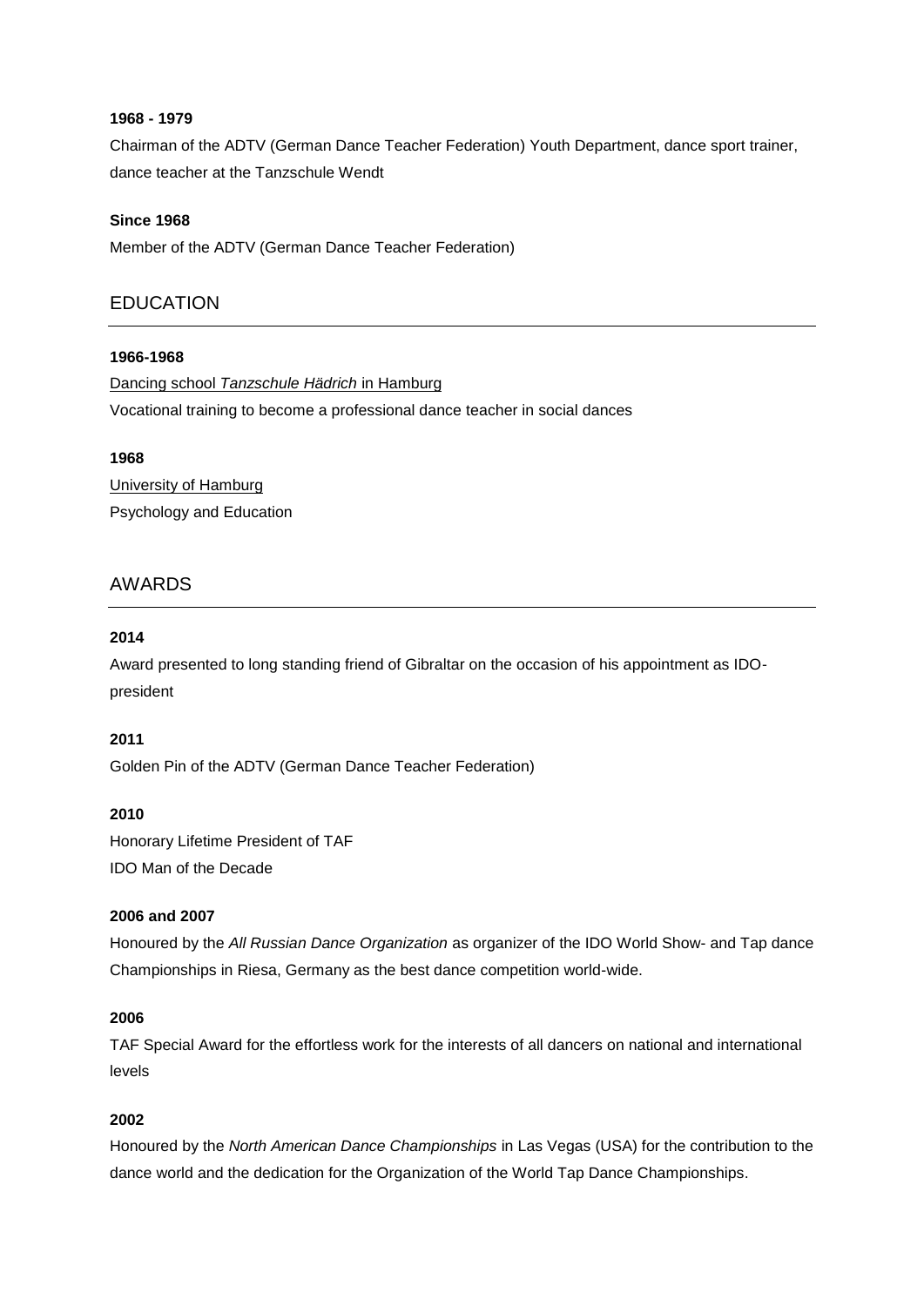**1968 - 1979**

Chairman of the ADTV (German Dance Teacher Federation) Youth Department, dance sport trainer, dance teacher at the Tanzschule Wendt

**Since 1968**

Member of the ADTV (German Dance Teacher Federation)

## EDUCATION

**1966-1968**

Dancing school *Tanzschule Hädrich* in Hamburg
Vocational training to become a professional dance teacher in social dances

**1968**

University of Hamburg
Psychology and Education

## AWARDS

**2014**

Award presented to long standing friend of Gibraltar on the occasion of his appointment as IDO-president

**2011**

Golden Pin of the ADTV (German Dance Teacher Federation)

**2010**

Honorary Lifetime President of TAF
IDO Man of the Decade

**2006 and 2007**

Honoured by the *All Russian Dance Organization* as organizer of the IDO World Show- and Tap dance Championships in Riesa, Germany as the best dance competition world-wide.

**2006**

TAF Special Award for the effortless work for the interests of all dancers on national and international levels

**2002**

Honoured by the *North American Dance Championships* in Las Vegas (USA) for the contribution to the dance world and the dedication for the Organization of the World Tap Dance Championships.